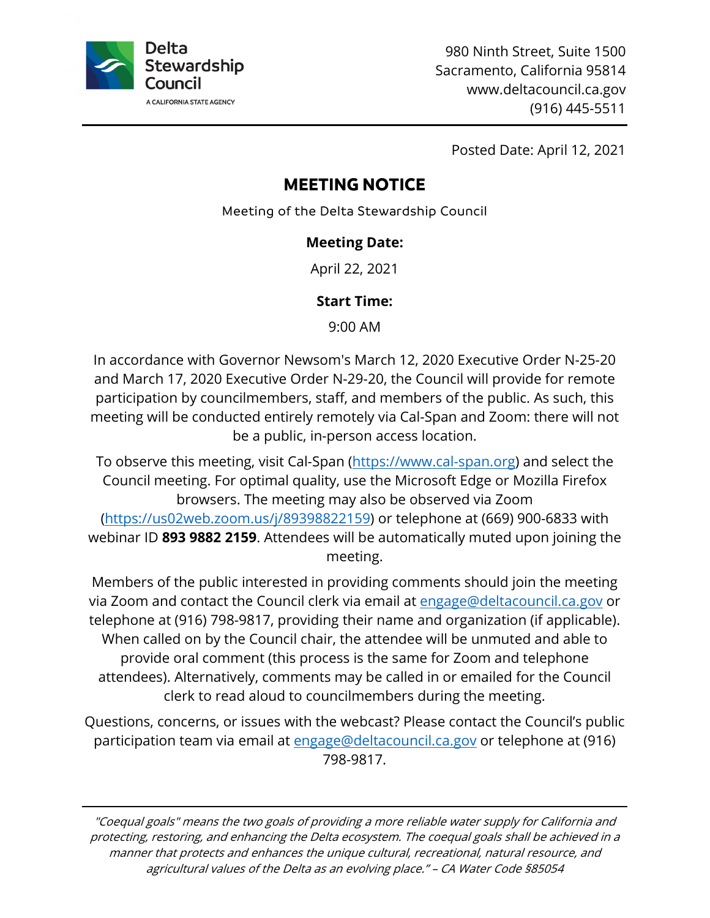Delta Stewardship Council
A CALIFORNIA STATE AGENCY

980 Ninth Street, Suite 1500
Sacramento, California 95814
www.deltacouncil.ca.gov
(916) 445-5511

Posted Date: April 12, 2021

# MEETING NOTICE

Meeting of the Delta Stewardship Council

**Meeting Date:**

April 22, 2021

**Start Time:**

9:00 AM

In accordance with Governor Newsom's March 12, 2020 Executive Order N-25-20 and March 17, 2020 Executive Order N-29-20, the Council will provide for remote participation by councilmembers, staff, and members of the public. As such, this meeting will be conducted entirely remotely via Cal-Span and Zoom: there will not be a public, in-person access location.

To observe this meeting, visit Cal-Span (https://www.cal-span.org) and select the Council meeting. For optimal quality, use the Microsoft Edge or Mozilla Firefox browsers. The meeting may also be observed via Zoom (https://us02web.zoom.us/j/89398822159) or telephone at (669) 900-6833 with webinar ID **893 9882 2159**. Attendees will be automatically muted upon joining the meeting.

Members of the public interested in providing comments should join the meeting via Zoom and contact the Council clerk via email at engage@deltacouncil.ca.gov or telephone at (916) 798-9817, providing their name and organization (if applicable). When called on by the Council chair, the attendee will be unmuted and able to provide oral comment (this process is the same for Zoom and telephone attendees). Alternatively, comments may be called in or emailed for the Council clerk to read aloud to councilmembers during the meeting.

Questions, concerns, or issues with the webcast? Please contact the Council's public participation team via email at engage@deltacouncil.ca.gov or telephone at (916) 798-9817.

*"Coequal goals" means the two goals of providing a more reliable water supply for California and protecting, restoring, and enhancing the Delta ecosystem. The coequal goals shall be achieved in a manner that protects and enhances the unique cultural, recreational, natural resource, and agricultural values of the Delta as an evolving place." – CA Water Code §85054*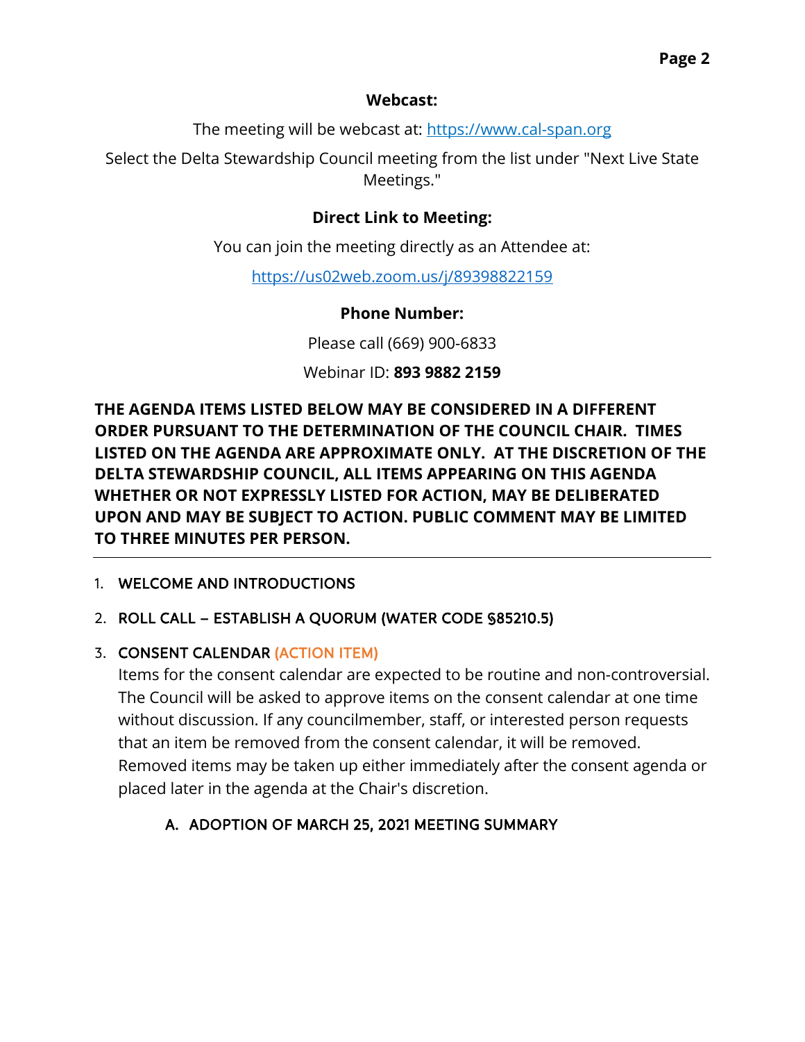**Webcast:**

The meeting will be webcast at: [https://www.cal-span.org](https://www.cal-span.org)

Select the Delta Stewardship Council meeting from the list under "Next Live State Meetings."

**Direct Link to Meeting:**

You can join the meeting directly as an Attendee at:

[https://us02web.zoom.us/j/89398822159](https://us02web.zoom.us/j/89398822159)

**Phone Number:**

Please call (669) 900-6833

Webinar ID: **893 9882 2159**

**THE AGENDA ITEMS LISTED BELOW MAY BE CONSIDERED IN A DIFFERENT ORDER PURSUANT TO THE DETERMINATION OF THE COUNCIL CHAIR. TIMES LISTED ON THE AGENDA ARE APPROXIMATE ONLY. AT THE DISCRETION OF THE DELTA STEWARDSHIP COUNCIL, ALL ITEMS APPEARING ON THIS AGENDA WHETHER OR NOT EXPRESSLY LISTED FOR ACTION, MAY BE DELIBERATED UPON AND MAY BE SUBJECT TO ACTION. PUBLIC COMMENT MAY BE LIMITED TO THREE MINUTES PER PERSON.**

---

1. WELCOME AND INTRODUCTIONS
2. ROLL CALL – ESTABLISH A QUORUM (WATER CODE §85210.5)
3. CONSENT CALENDAR (ACTION ITEM)

   Items for the consent calendar are expected to be routine and non-controversial. The Council will be asked to approve items on the consent calendar at one time without discussion. If any councilmember, staff, or interested person requests that an item be removed from the consent calendar, it will be removed. Removed items may be taken up either immediately after the consent agenda or placed later in the agenda at the Chair's discretion.

   A. ADOPTION OF MARCH 25, 2021 MEETING SUMMARY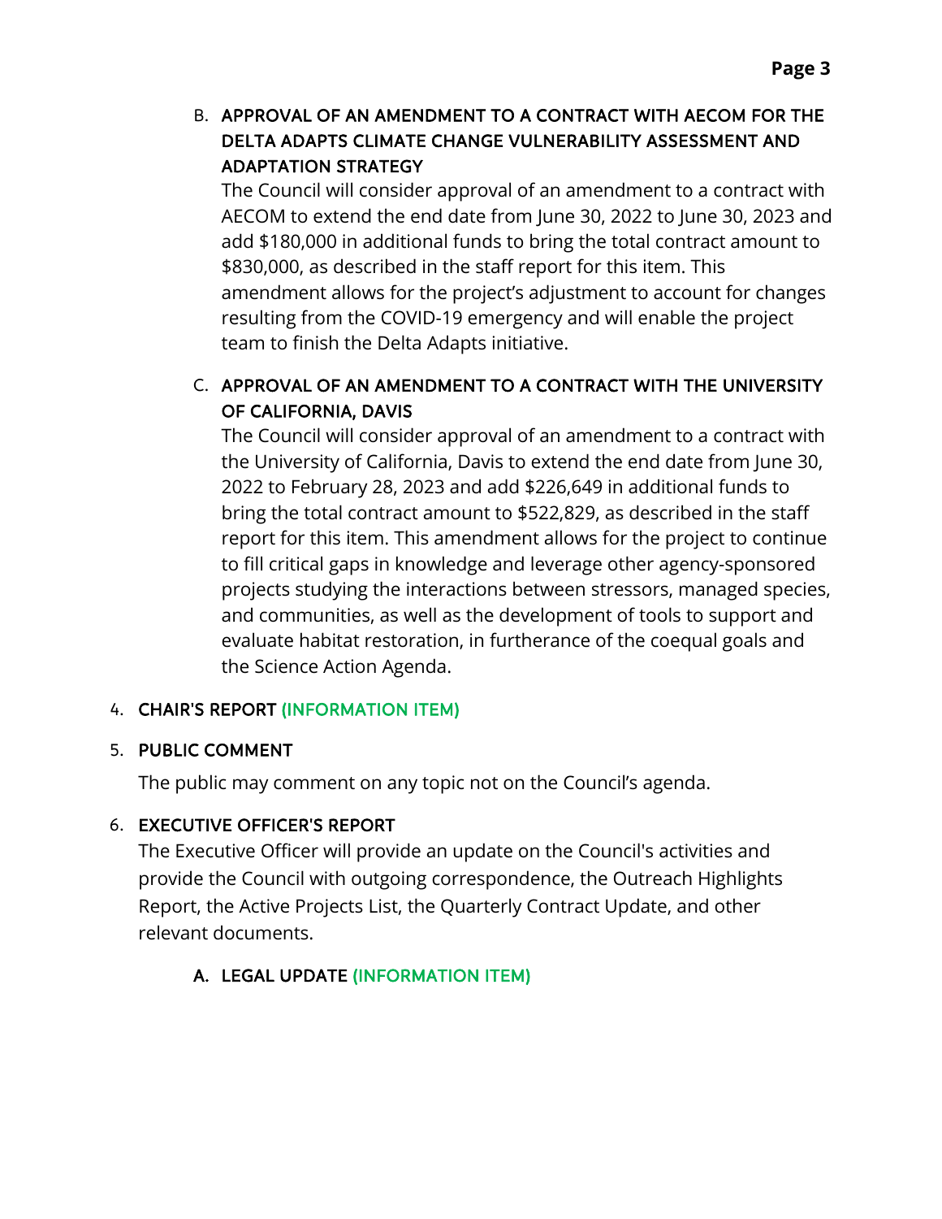B. **APPROVAL OF AN AMENDMENT TO A CONTRACT WITH AECOM FOR THE DELTA ADAPTS CLIMATE CHANGE VULNERABILITY ASSESSMENT AND ADAPTATION STRATEGY**

The Council will consider approval of an amendment to a contract with AECOM to extend the end date from June 30, 2022 to June 30, 2023 and add $180,000 in additional funds to bring the total contract amount to $830,000, as described in the staff report for this item. This amendment allows for the project's adjustment to account for changes resulting from the COVID-19 emergency and will enable the project team to finish the Delta Adapts initiative.

C. **APPROVAL OF AN AMENDMENT TO A CONTRACT WITH THE UNIVERSITY OF CALIFORNIA, DAVIS**

The Council will consider approval of an amendment to a contract with the University of California, Davis to extend the end date from June 30, 2022 to February 28, 2023 and add $226,649 in additional funds to bring the total contract amount to $522,829, as described in the staff report for this item. This amendment allows for the project to continue to fill critical gaps in knowledge and leverage other agency-sponsored projects studying the interactions between stressors, managed species, and communities, as well as the development of tools to support and evaluate habitat restoration, in furtherance of the coequal goals and the Science Action Agenda.

4. **CHAIR'S REPORT (INFORMATION ITEM)**

5. **PUBLIC COMMENT**

The public may comment on any topic not on the Council's agenda.

6. **EXECUTIVE OFFICER'S REPORT**

The Executive Officer will provide an update on the Council's activities and provide the Council with outgoing correspondence, the Outreach Highlights Report, the Active Projects List, the Quarterly Contract Update, and other relevant documents.

A. **LEGAL UPDATE (INFORMATION ITEM)**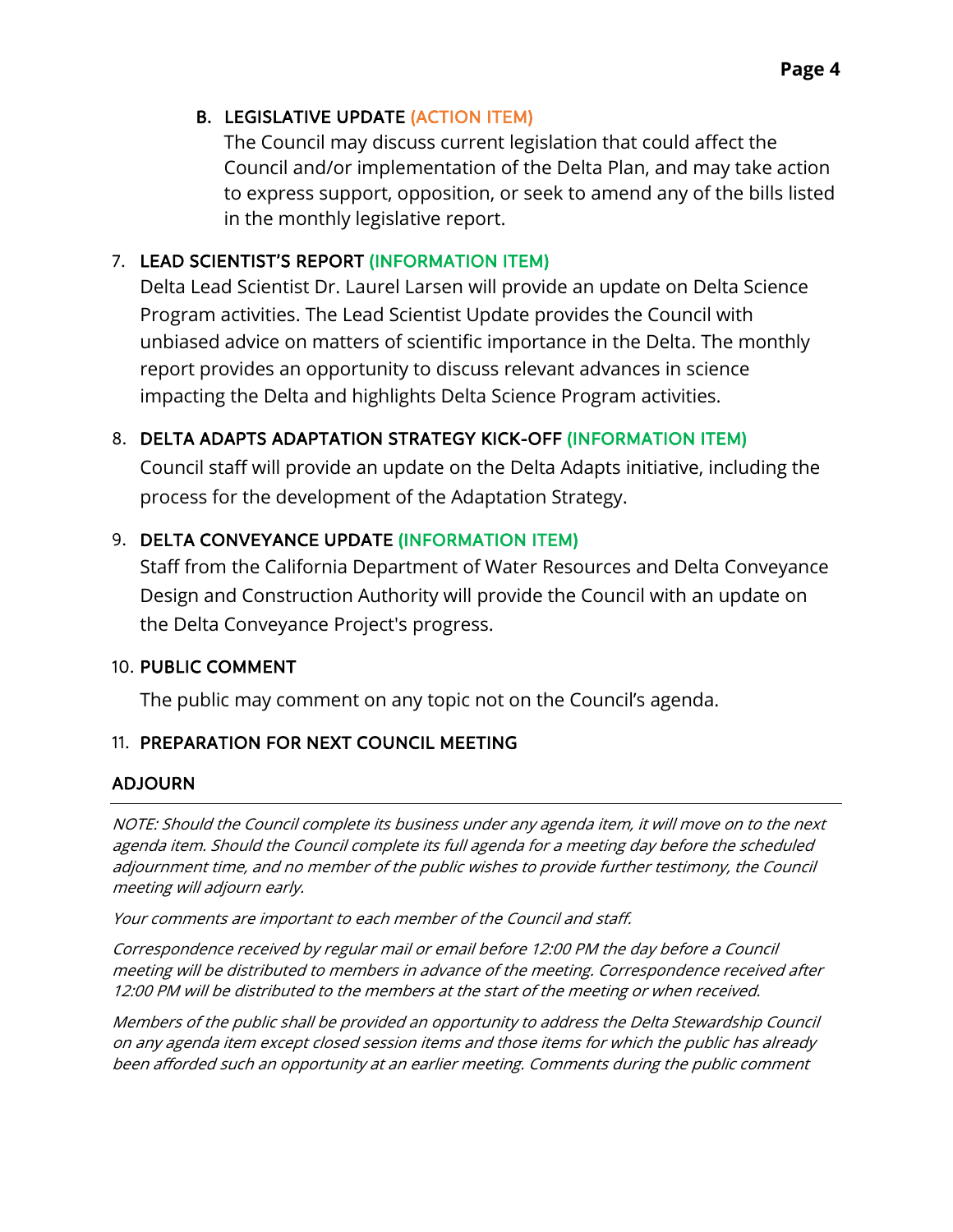B. **LEGISLATIVE UPDATE (ACTION ITEM)**
The Council may discuss current legislation that could affect the Council and/or implementation of the Delta Plan, and may take action to express support, opposition, or seek to amend any of the bills listed in the monthly legislative report.

7. **LEAD SCIENTIST'S REPORT (INFORMATION ITEM)**
Delta Lead Scientist Dr. Laurel Larsen will provide an update on Delta Science Program activities. The Lead Scientist Update provides the Council with unbiased advice on matters of scientific importance in the Delta. The monthly report provides an opportunity to discuss relevant advances in science impacting the Delta and highlights Delta Science Program activities.

8. **DELTA ADAPTS ADAPTATION STRATEGY KICK-OFF (INFORMATION ITEM)**
Council staff will provide an update on the Delta Adapts initiative, including the process for the development of the Adaptation Strategy.

9. **DELTA CONVEYANCE UPDATE (INFORMATION ITEM)**
Staff from the California Department of Water Resources and Delta Conveyance Design and Construction Authority will provide the Council with an update on the Delta Conveyance Project's progress.

10. **PUBLIC COMMENT**
The public may comment on any topic not on the Council's agenda.

11. **PREPARATION FOR NEXT COUNCIL MEETING**

**ADJOURN**

---

*NOTE: Should the Council complete its business under any agenda item, it will move on to the next agenda item. Should the Council complete its full agenda for a meeting day before the scheduled adjournment time, and no member of the public wishes to provide further testimony, the Council meeting will adjourn early.*

*Your comments are important to each member of the Council and staff.*

*Correspondence received by regular mail or email before 12:00 PM the day before a Council meeting will be distributed to members in advance of the meeting. Correspondence received after 12:00 PM will be distributed to the members at the start of the meeting or when received.*

*Members of the public shall be provided an opportunity to address the Delta Stewardship Council on any agenda item except closed session items and those items for which the public has already been afforded such an opportunity at an earlier meeting. Comments during the public comment*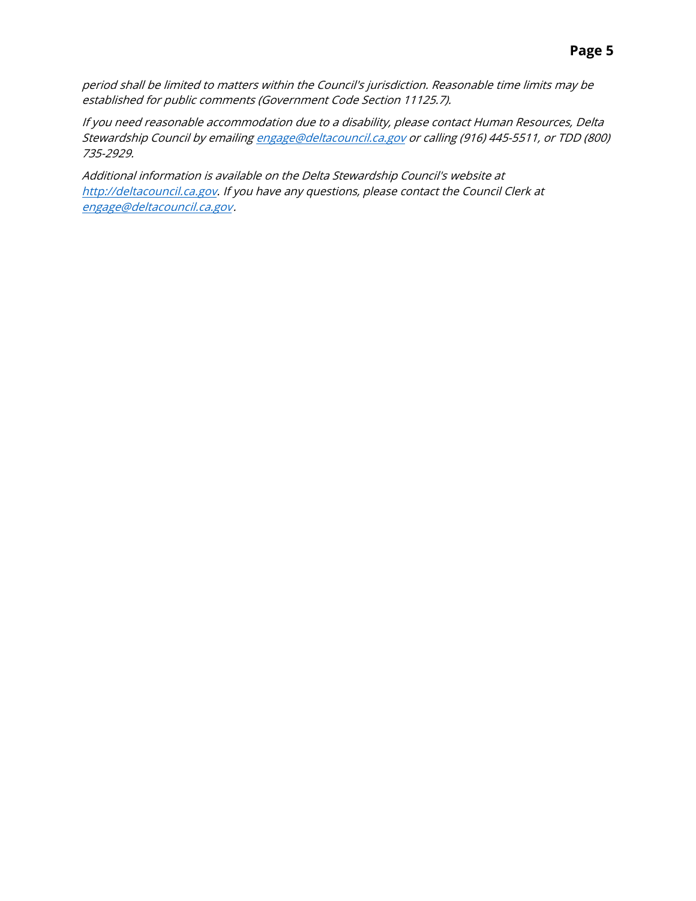*period shall be limited to matters within the Council's jurisdiction. Reasonable time limits may be established for public comments (Government Code Section 11125.7).*

*If you need reasonable accommodation due to a disability, please contact Human Resources, Delta Stewardship Council by emailing [engage@deltacouncil.ca.gov](mailto:engage@deltacouncil.ca.gov) or calling (916) 445-5511, or TDD (800) 735-2929.*

*Additional information is available on the Delta Stewardship Council's website at [http://deltacouncil.ca.gov](http://deltacouncil.ca.gov). If you have any questions, please contact the Council Clerk at [engage@deltacouncil.ca.gov](mailto:engage@deltacouncil.ca.gov).*